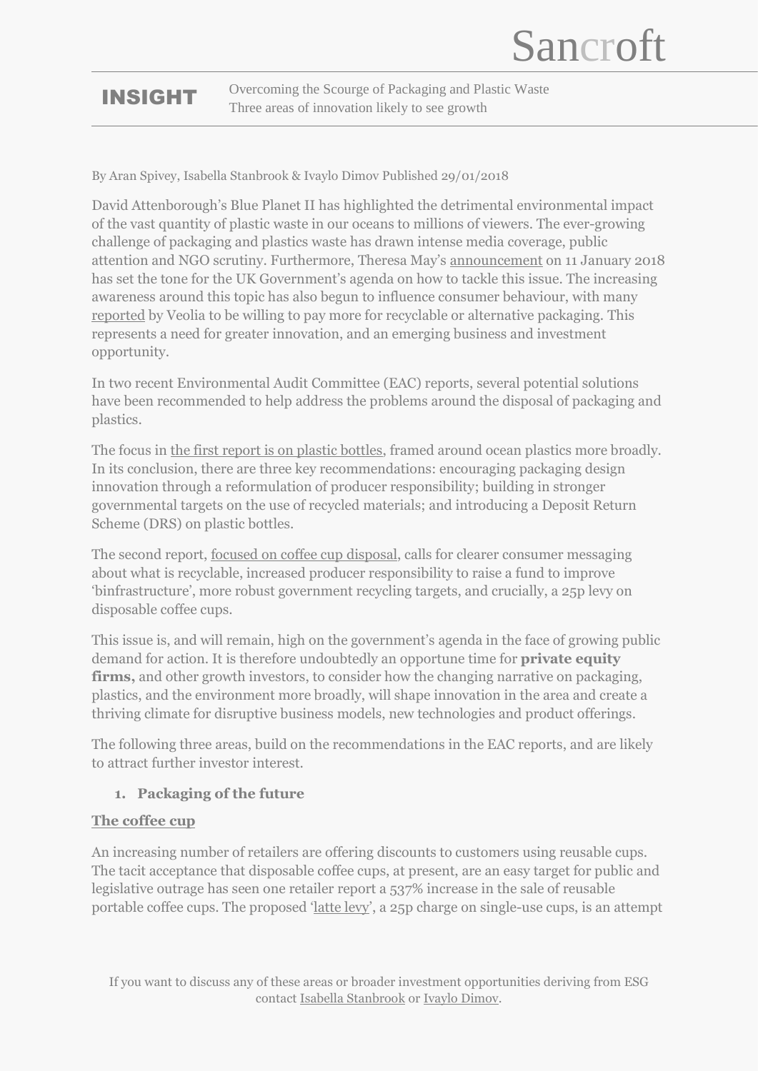Sancroft

**INSIGHT** Overcoming the Scourge of Packaging and Plastic Waste
Three areas of innovation likely to see growth

By Aran Spivey, Isabella Stanbrook & Ivaylo Dimov Published 29/01/2018

David Attenborough's Blue Planet II has highlighted the detrimental environmental impact of the vast quantity of plastic waste in our oceans to millions of viewers. The ever-growing challenge of packaging and plastics waste has drawn intense media coverage, public attention and NGO scrutiny. Furthermore, Theresa May's announcement on 11 January 2018 has set the tone for the UK Government's agenda on how to tackle this issue. The increasing awareness around this topic has also begun to influence consumer behaviour, with many reported by Veolia to be willing to pay more for recyclable or alternative packaging. This represents a need for greater innovation, and an emerging business and investment opportunity.

In two recent Environmental Audit Committee (EAC) reports, several potential solutions have been recommended to help address the problems around the disposal of packaging and plastics.

The focus in the first report is on plastic bottles, framed around ocean plastics more broadly. In its conclusion, there are three key recommendations: encouraging packaging design innovation through a reformulation of producer responsibility; building in stronger governmental targets on the use of recycled materials; and introducing a Deposit Return Scheme (DRS) on plastic bottles.

The second report, focused on coffee cup disposal, calls for clearer consumer messaging about what is recyclable, increased producer responsibility to raise a fund to improve 'binfrastructure', more robust government recycling targets, and crucially, a 25p levy on disposable coffee cups.

This issue is, and will remain, high on the government's agenda in the face of growing public demand for action. It is therefore undoubtedly an opportune time for **private equity firms,** and other growth investors, to consider how the changing narrative on packaging, plastics, and the environment more broadly, will shape innovation in the area and create a thriving climate for disruptive business models, new technologies and product offerings.

The following three areas, build on the recommendations in the EAC reports, and are likely to attract further investor interest.

1. **Packaging of the future**

**The coffee cup**

An increasing number of retailers are offering discounts to customers using reusable cups. The tacit acceptance that disposable coffee cups, at present, are an easy target for public and legislative outrage has seen one retailer report a 537% increase in the sale of reusable portable coffee cups. The proposed 'latte levy', a 25p charge on single-use cups, is an attempt

If you want to discuss any of these areas or broader investment opportunities deriving from ESG contact Isabella Stanbrook or Ivaylo Dimov.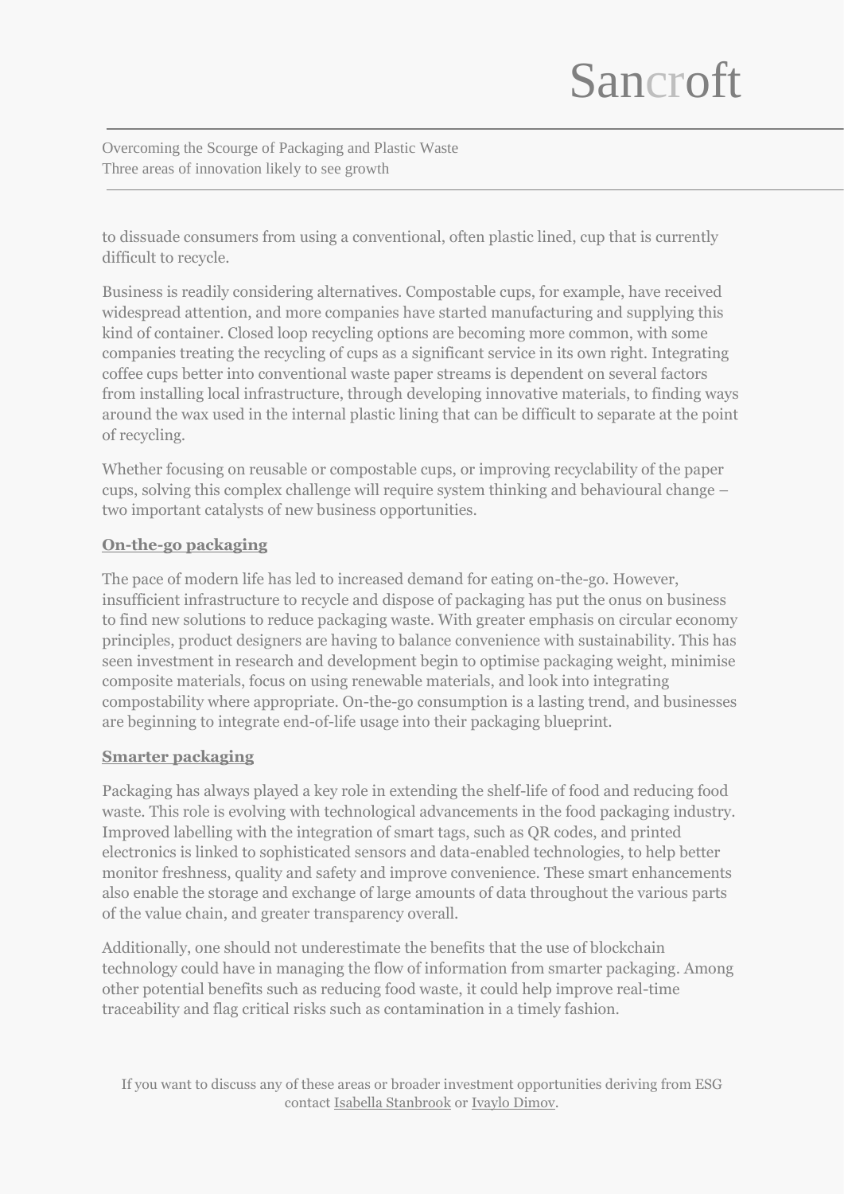to dissuade consumers from using a conventional, often plastic lined, cup that is currently difficult to recycle.

Business is readily considering alternatives. Compostable cups, for example, have received widespread attention, and more companies have started manufacturing and supplying this kind of container. Closed loop recycling options are becoming more common, with some companies treating the recycling of cups as a significant service in its own right. Integrating coffee cups better into conventional waste paper streams is dependent on several factors from installing local infrastructure, through developing innovative materials, to finding ways around the wax used in the internal plastic lining that can be difficult to separate at the point of recycling.

Whether focusing on reusable or compostable cups, or improving recyclability of the paper cups, solving this complex challenge will require system thinking and behavioural change – two important catalysts of new business opportunities.

**On-the-go packaging**

The pace of modern life has led to increased demand for eating on-the-go. However, insufficient infrastructure to recycle and dispose of packaging has put the onus on business to find new solutions to reduce packaging waste. With greater emphasis on circular economy principles, product designers are having to balance convenience with sustainability. This has seen investment in research and development begin to optimise packaging weight, minimise composite materials, focus on using renewable materials, and look into integrating compostability where appropriate. On-the-go consumption is a lasting trend, and businesses are beginning to integrate end-of-life usage into their packaging blueprint.

**Smarter packaging**

Packaging has always played a key role in extending the shelf-life of food and reducing food waste. This role is evolving with technological advancements in the food packaging industry. Improved labelling with the integration of smart tags, such as QR codes, and printed electronics is linked to sophisticated sensors and data-enabled technologies, to help better monitor freshness, quality and safety and improve convenience. These smart enhancements also enable the storage and exchange of large amounts of data throughout the various parts of the value chain, and greater transparency overall.

Additionally, one should not underestimate the benefits that the use of blockchain technology could have in managing the flow of information from smarter packaging. Among other potential benefits such as reducing food waste, it could help improve real-time traceability and flag critical risks such as contamination in a timely fashion.

If you want to discuss any of these areas or broader investment opportunities deriving from ESG contact Isabella Stanbrook or Ivaylo Dimov.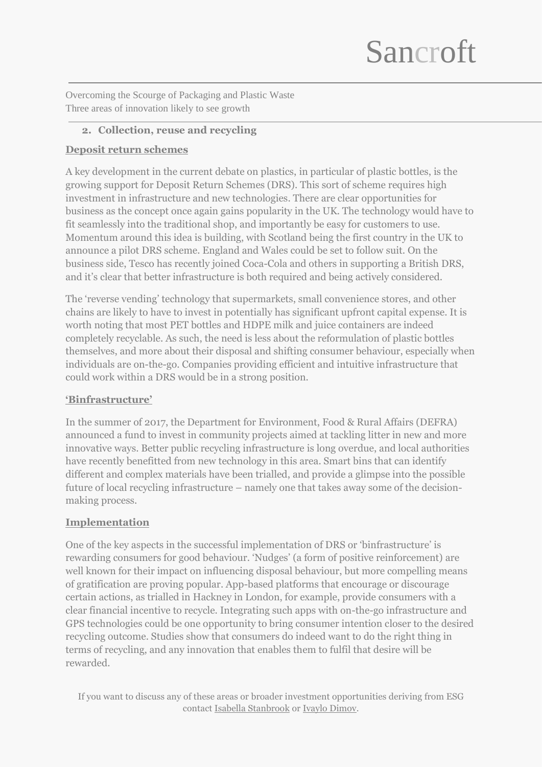## 2. Collection, reuse and recycling

### Deposit return schemes

A key development in the current debate on plastics, in particular of plastic bottles, is the growing support for Deposit Return Schemes (DRS). This sort of scheme requires high investment in infrastructure and new technologies. There are clear opportunities for business as the concept once again gains popularity in the UK. The technology would have to fit seamlessly into the traditional shop, and importantly be easy for customers to use. Momentum around this idea is building, with Scotland being the first country in the UK to announce a pilot DRS scheme. England and Wales could be set to follow suit. On the business side, Tesco has recently joined Coca-Cola and others in supporting a British DRS, and it's clear that better infrastructure is both required and being actively considered.

The 'reverse vending' technology that supermarkets, small convenience stores, and other chains are likely to have to invest in potentially has significant upfront capital expense. It is worth noting that most PET bottles and HDPE milk and juice containers are indeed completely recyclable. As such, the need is less about the reformulation of plastic bottles themselves, and more about their disposal and shifting consumer behaviour, especially when individuals are on-the-go. Companies providing efficient and intuitive infrastructure that could work within a DRS would be in a strong position.

### 'Binfrastructure'

In the summer of 2017, the Department for Environment, Food & Rural Affairs (DEFRA) announced a fund to invest in community projects aimed at tackling litter in new and more innovative ways. Better public recycling infrastructure is long overdue, and local authorities have recently benefitted from new technology in this area. Smart bins that can identify different and complex materials have been trialled, and provide a glimpse into the possible future of local recycling infrastructure – namely one that takes away some of the decision-making process.

### Implementation

One of the key aspects in the successful implementation of DRS or 'binfrastructure' is rewarding consumers for good behaviour. 'Nudges' (a form of positive reinforcement) are well known for their impact on influencing disposal behaviour, but more compelling means of gratification are proving popular. App-based platforms that encourage or discourage certain actions, as trialled in Hackney in London, for example, provide consumers with a clear financial incentive to recycle. Integrating such apps with on-the-go infrastructure and GPS technologies could be one opportunity to bring consumer intention closer to the desired recycling outcome. Studies show that consumers do indeed want to do the right thing in terms of recycling, and any innovation that enables them to fulfil that desire will be rewarded.

If you want to discuss any of these areas or broader investment opportunities deriving from ESG contact Isabella Stanbrook or Ivaylo Dimov.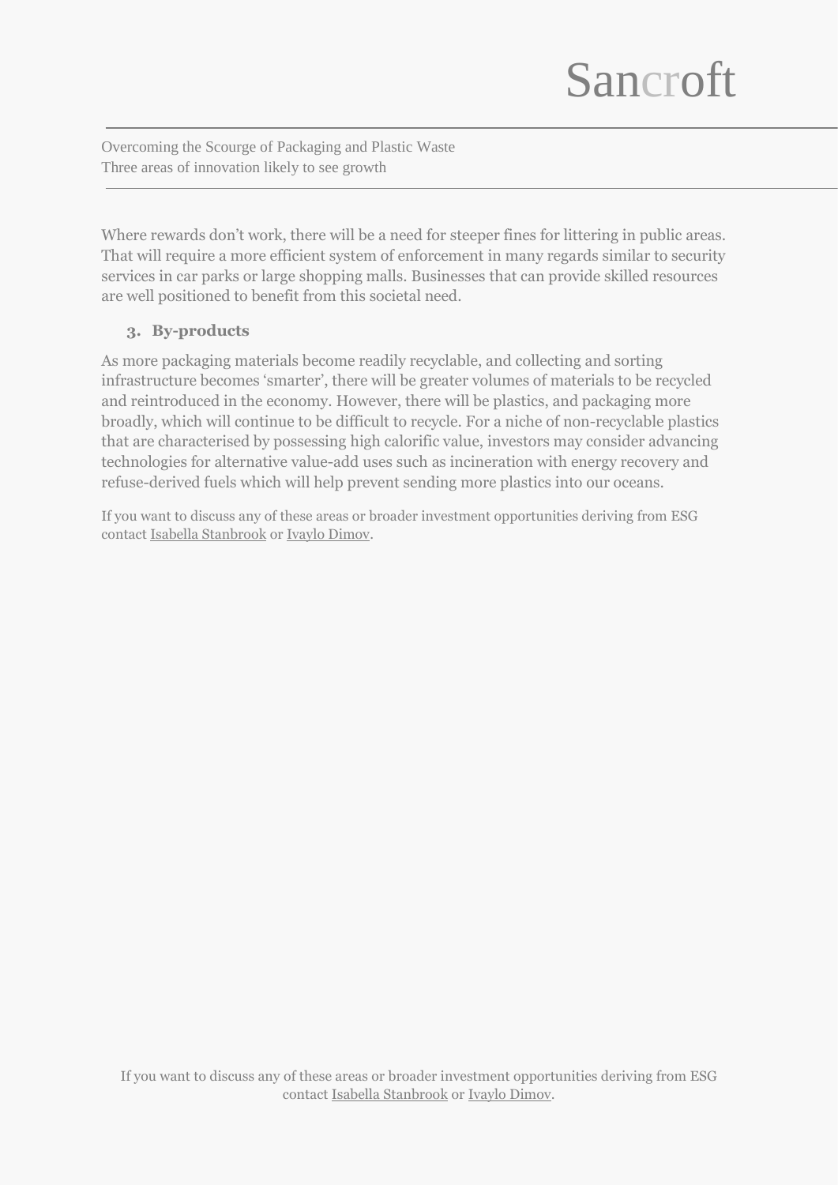Where rewards don't work, there will be a need for steeper fines for littering in public areas. That will require a more efficient system of enforcement in many regards similar to security services in car parks or large shopping malls. Businesses that can provide skilled resources are well positioned to benefit from this societal need.

### 3. By-products

As more packaging materials become readily recyclable, and collecting and sorting infrastructure becomes 'smarter', there will be greater volumes of materials to be recycled and reintroduced in the economy. However, there will be plastics, and packaging more broadly, which will continue to be difficult to recycle. For a niche of non-recyclable plastics that are characterised by possessing high calorific value, investors may consider advancing technologies for alternative value-add uses such as incineration with energy recovery and refuse-derived fuels which will help prevent sending more plastics into our oceans.

If you want to discuss any of these areas or broader investment opportunities deriving from ESG contact Isabella Stanbrook or Ivaylo Dimov.